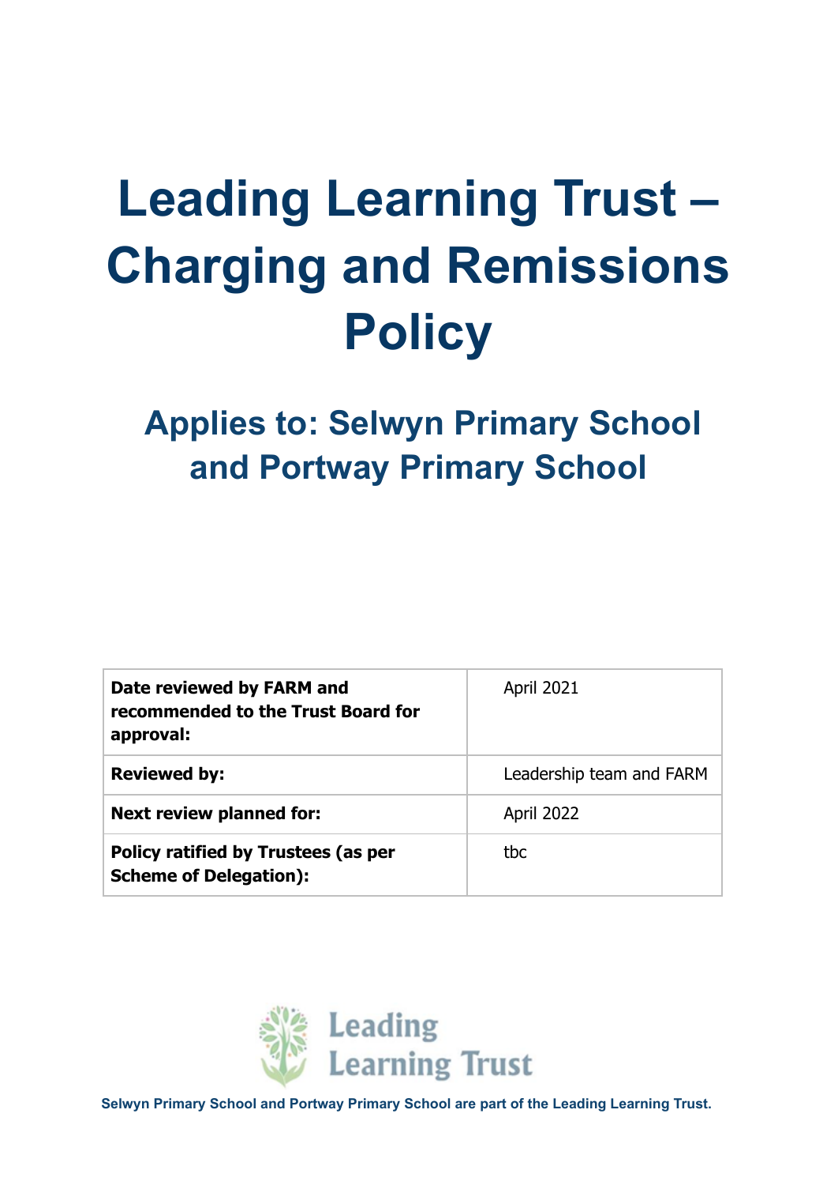# Leading Learning Trust – Charging and Remissions Policy

## Applies to: Selwyn Primary School and Portway Primary School

| | |
|---|---|
| **Date reviewed by FARM and recommended to the Trust Board for approval:** | April 2021 |
| **Reviewed by:** | Leadership team and FARM |
| **Next review planned for:** | April 2022 |
| **Policy ratified by Trustees (as per Scheme of Delegation):** | tbc |

Leading Learning Trust

**Selwyn Primary School and Portway Primary School are part of the Leading Learning Trust.**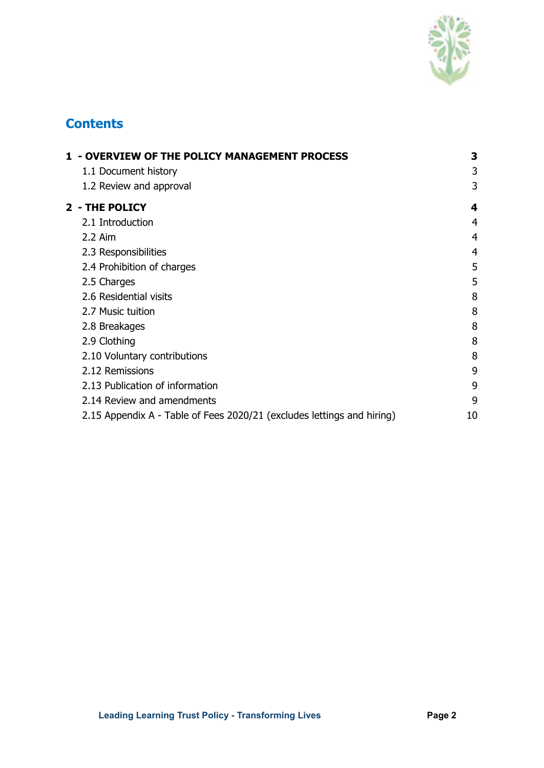# Contents

| | |
|---|---|
| **1 - OVERVIEW OF THE POLICY MANAGEMENT PROCESS** | **3** |
| 1.1 Document history | 3 |
| 1.2 Review and approval | 3 |
| **2 - THE POLICY** | **4** |
| 2.1 Introduction | 4 |
| 2.2 Aim | 4 |
| 2.3 Responsibilities | 4 |
| 2.4 Prohibition of charges | 5 |
| 2.5 Charges | 5 |
| 2.6 Residential visits | 8 |
| 2.7 Music tuition | 8 |
| 2.8 Breakages | 8 |
| 2.9 Clothing | 8 |
| 2.10 Voluntary contributions | 8 |
| 2.12 Remissions | 9 |
| 2.13 Publication of information | 9 |
| 2.14 Review and amendments | 9 |
| 2.15 Appendix A - Table of Fees 2020/21 (excludes lettings and hiring) | 10 |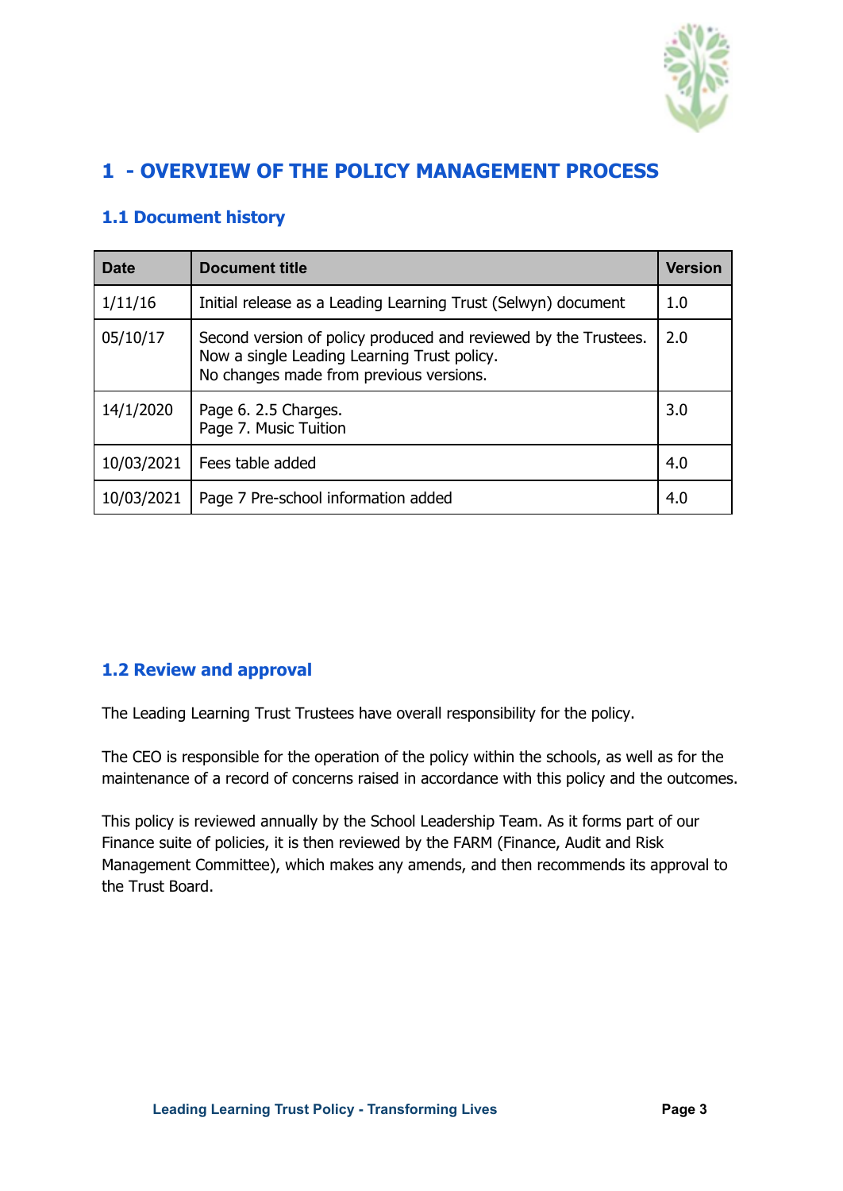# 1 - OVERVIEW OF THE POLICY MANAGEMENT PROCESS

## 1.1 Document history

| Date | Document title | Version |
|---|---|---|
| 1/11/16 | Initial release as a Leading Learning Trust (Selwyn) document | 1.0 |
| 05/10/17 | Second version of policy produced and reviewed by the Trustees.<br>Now a single Leading Learning Trust policy.<br>No changes made from previous versions. | 2.0 |
| 14/1/2020 | Page 6. 2.5 Charges.<br>Page 7. Music Tuition | 3.0 |
| 10/03/2021 | Fees table added | 4.0 |
| 10/03/2021 | Page 7 Pre-school information added | 4.0 |

## 1.2 Review and approval

The Leading Learning Trust Trustees have overall responsibility for the policy.

The CEO is responsible for the operation of the policy within the schools, as well as for the maintenance of a record of concerns raised in accordance with this policy and the outcomes.

This policy is reviewed annually by the School Leadership Team. As it forms part of our Finance suite of policies, it is then reviewed by the FARM (Finance, Audit and Risk Management Committee), which makes any amends, and then recommends its approval to the Trust Board.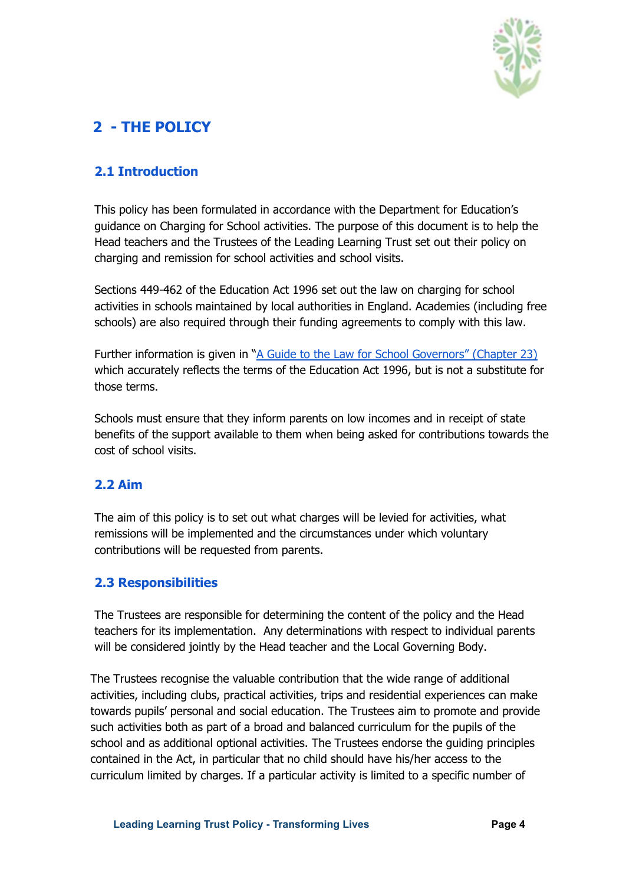## 2 - THE POLICY

### 2.1 Introduction

This policy has been formulated in accordance with the Department for Education's guidance on Charging for School activities. The purpose of this document is to help the Head teachers and the Trustees of the Leading Learning Trust set out their policy on charging and remission for school activities and school visits.

Sections 449-462 of the Education Act 1996 set out the law on charging for school activities in schools maintained by local authorities in England. Academies (including free schools) are also required through their funding agreements to comply with this law.

Further information is given in "A Guide to the Law for School Governors" (Chapter 23) which accurately reflects the terms of the Education Act 1996, but is not a substitute for those terms.

Schools must ensure that they inform parents on low incomes and in receipt of state benefits of the support available to them when being asked for contributions towards the cost of school visits.

### 2.2 Aim

The aim of this policy is to set out what charges will be levied for activities, what remissions will be implemented and the circumstances under which voluntary contributions will be requested from parents.

### 2.3 Responsibilities

The Trustees are responsible for determining the content of the policy and the Head teachers for its implementation. Any determinations with respect to individual parents will be considered jointly by the Head teacher and the Local Governing Body.

The Trustees recognise the valuable contribution that the wide range of additional activities, including clubs, practical activities, trips and residential experiences can make towards pupils' personal and social education. The Trustees aim to promote and provide such activities both as part of a broad and balanced curriculum for the pupils of the school and as additional optional activities. The Trustees endorse the guiding principles contained in the Act, in particular that no child should have his/her access to the curriculum limited by charges. If a particular activity is limited to a specific number of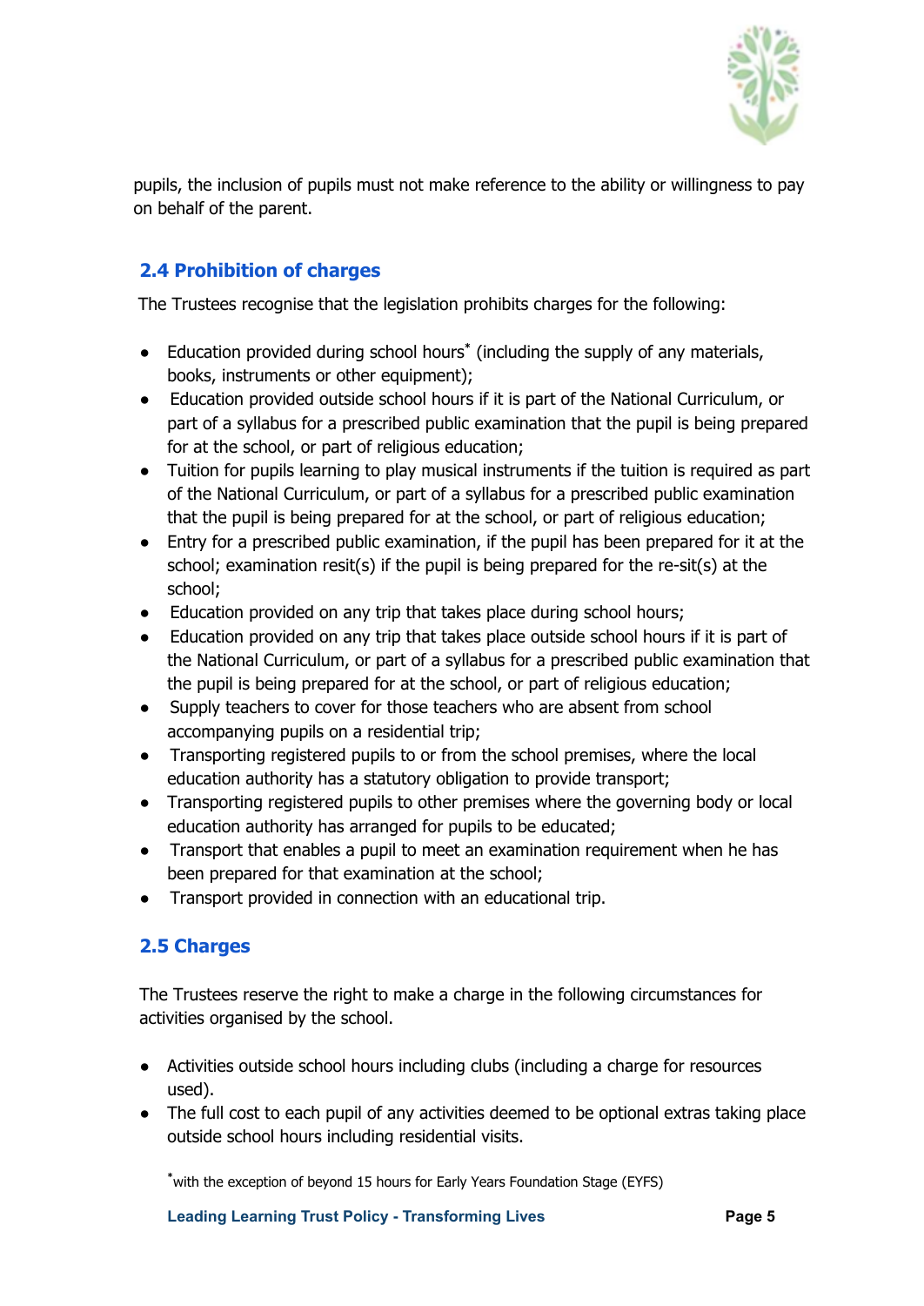pupils, the inclusion of pupils must not make reference to the ability or willingness to pay on behalf of the parent.

## 2.4 Prohibition of charges

The Trustees recognise that the legislation prohibits charges for the following:

- Education provided during school hours* (including the supply of any materials, books, instruments or other equipment);
- Education provided outside school hours if it is part of the National Curriculum, or part of a syllabus for a prescribed public examination that the pupil is being prepared for at the school, or part of religious education;
- Tuition for pupils learning to play musical instruments if the tuition is required as part of the National Curriculum, or part of a syllabus for a prescribed public examination that the pupil is being prepared for at the school, or part of religious education;
- Entry for a prescribed public examination, if the pupil has been prepared for it at the school; examination resit(s) if the pupil is being prepared for the re-sit(s) at the school;
- Education provided on any trip that takes place during school hours;
- Education provided on any trip that takes place outside school hours if it is part of the National Curriculum, or part of a syllabus for a prescribed public examination that the pupil is being prepared for at the school, or part of religious education;
- Supply teachers to cover for those teachers who are absent from school accompanying pupils on a residential trip;
- Transporting registered pupils to or from the school premises, where the local education authority has a statutory obligation to provide transport;
- Transporting registered pupils to other premises where the governing body or local education authority has arranged for pupils to be educated;
- Transport that enables a pupil to meet an examination requirement when he has been prepared for that examination at the school;
- Transport provided in connection with an educational trip.

## 2.5 Charges

The Trustees reserve the right to make a charge in the following circumstances for activities organised by the school.

- Activities outside school hours including clubs (including a charge for resources used).
- The full cost to each pupil of any activities deemed to be optional extras taking place outside school hours including residential visits.

*with the exception of beyond 15 hours for Early Years Foundation Stage (EYFS)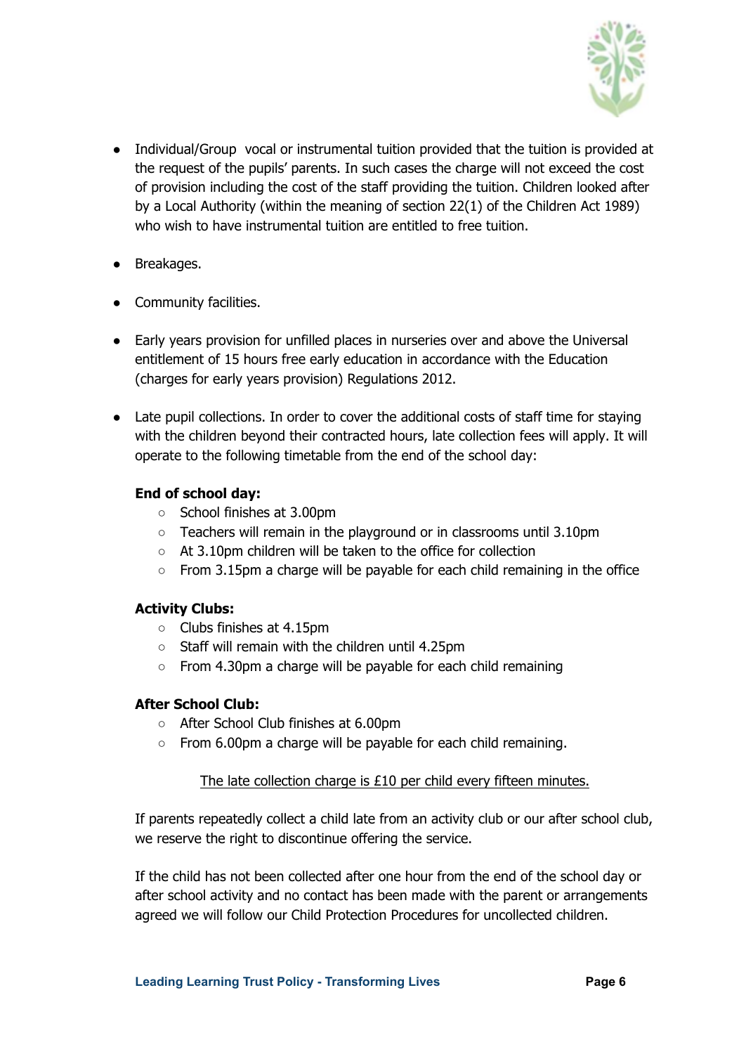- Individual/Group vocal or instrumental tuition provided that the tuition is provided at the request of the pupils' parents. In such cases the charge will not exceed the cost of provision including the cost of the staff providing the tuition. Children looked after by a Local Authority (within the meaning of section 22(1) of the Children Act 1989) who wish to have instrumental tuition are entitled to free tuition.

- Breakages.

- Community facilities.

- Early years provision for unfilled places in nurseries over and above the Universal entitlement of 15 hours free early education in accordance with the Education (charges for early years provision) Regulations 2012.

- Late pupil collections. In order to cover the additional costs of staff time for staying with the children beyond their contracted hours, late collection fees will apply. It will operate to the following timetable from the end of the school day:

  **End of school day:**
  - School finishes at 3.00pm
  - Teachers will remain in the playground or in classrooms until 3.10pm
  - At 3.10pm children will be taken to the office for collection
  - From 3.15pm a charge will be payable for each child remaining in the office

  **Activity Clubs:**
  - Clubs finishes at 4.15pm
  - Staff will remain with the children until 4.25pm
  - From 4.30pm a charge will be payable for each child remaining

  **After School Club:**
  - After School Club finishes at 6.00pm
  - From 6.00pm a charge will be payable for each child remaining.

  <u>The late collection charge is £10 per child every fifteen minutes.</u>

  If parents repeatedly collect a child late from an activity club or our after school club, we reserve the right to discontinue offering the service.

  If the child has not been collected after one hour from the end of the school day or after school activity and no contact has been made with the parent or arrangements agreed we will follow our Child Protection Procedures for uncollected children.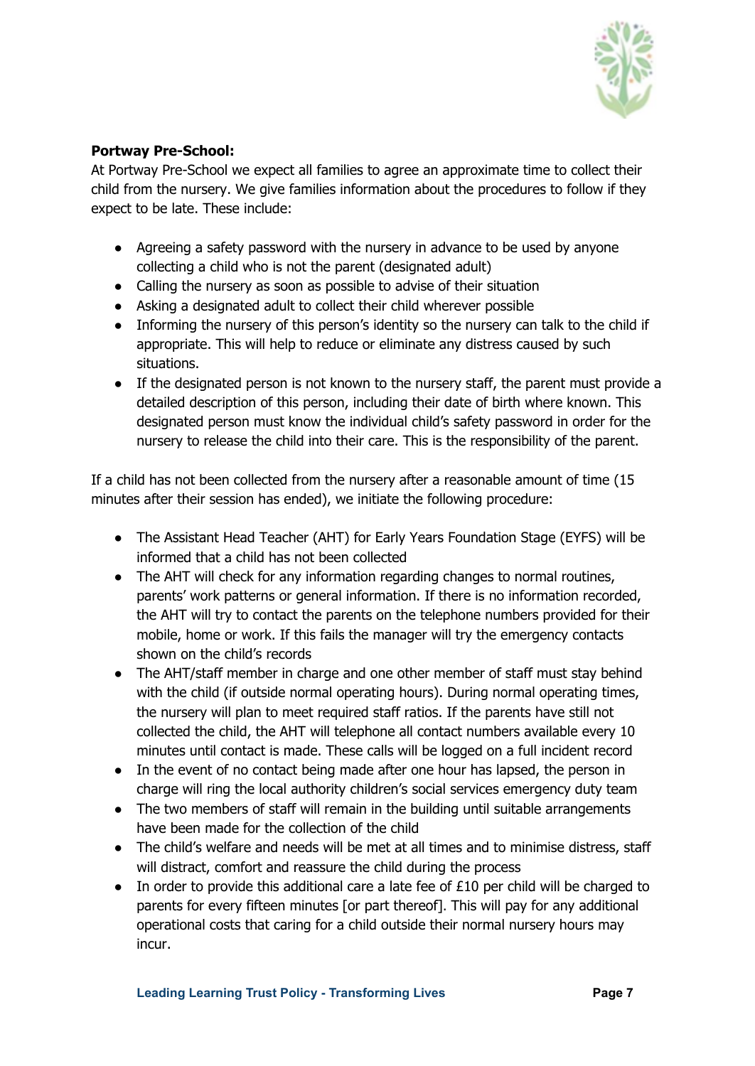**Portway Pre-School:**
At Portway Pre-School we expect all families to agree an approximate time to collect their child from the nursery. We give families information about the procedures to follow if they expect to be late. These include:

- Agreeing a safety password with the nursery in advance to be used by anyone collecting a child who is not the parent (designated adult)
- Calling the nursery as soon as possible to advise of their situation
- Asking a designated adult to collect their child wherever possible
- Informing the nursery of this person's identity so the nursery can talk to the child if appropriate. This will help to reduce or eliminate any distress caused by such situations.
- If the designated person is not known to the nursery staff, the parent must provide a detailed description of this person, including their date of birth where known. This designated person must know the individual child's safety password in order for the nursery to release the child into their care. This is the responsibility of the parent.

If a child has not been collected from the nursery after a reasonable amount of time (15 minutes after their session has ended), we initiate the following procedure:

- The Assistant Head Teacher (AHT) for Early Years Foundation Stage (EYFS) will be informed that a child has not been collected
- The AHT will check for any information regarding changes to normal routines, parents' work patterns or general information. If there is no information recorded, the AHT will try to contact the parents on the telephone numbers provided for their mobile, home or work. If this fails the manager will try the emergency contacts shown on the child's records
- The AHT/staff member in charge and one other member of staff must stay behind with the child (if outside normal operating hours). During normal operating times, the nursery will plan to meet required staff ratios. If the parents have still not collected the child, the AHT will telephone all contact numbers available every 10 minutes until contact is made. These calls will be logged on a full incident record
- In the event of no contact being made after one hour has lapsed, the person in charge will ring the local authority children's social services emergency duty team
- The two members of staff will remain in the building until suitable arrangements have been made for the collection of the child
- The child's welfare and needs will be met at all times and to minimise distress, staff will distract, comfort and reassure the child during the process
- In order to provide this additional care a late fee of £10 per child will be charged to parents for every fifteen minutes [or part thereof]. This will pay for any additional operational costs that caring for a child outside their normal nursery hours may incur.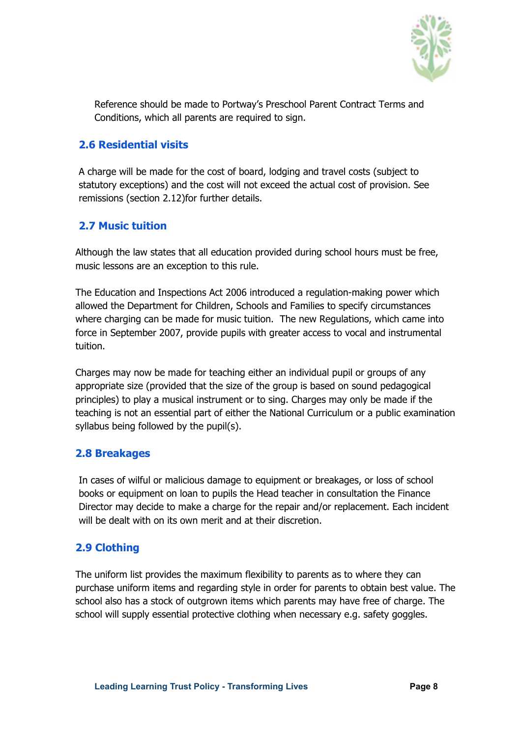Reference should be made to Portway's Preschool Parent Contract Terms and Conditions, which all parents are required to sign.

## 2.6 Residential visits

A charge will be made for the cost of board, lodging and travel costs (subject to statutory exceptions) and the cost will not exceed the actual cost of provision. See remissions (section 2.12)for further details.

## 2.7 Music tuition

Although the law states that all education provided during school hours must be free, music lessons are an exception to this rule.

The Education and Inspections Act 2006 introduced a regulation-making power which allowed the Department for Children, Schools and Families to specify circumstances where charging can be made for music tuition. The new Regulations, which came into force in September 2007, provide pupils with greater access to vocal and instrumental tuition.

Charges may now be made for teaching either an individual pupil or groups of any appropriate size (provided that the size of the group is based on sound pedagogical principles) to play a musical instrument or to sing. Charges may only be made if the teaching is not an essential part of either the National Curriculum or a public examination syllabus being followed by the pupil(s).

## 2.8 Breakages

In cases of wilful or malicious damage to equipment or breakages, or loss of school books or equipment on loan to pupils the Head teacher in consultation the Finance Director may decide to make a charge for the repair and/or replacement. Each incident will be dealt with on its own merit and at their discretion.

## 2.9 Clothing

The uniform list provides the maximum flexibility to parents as to where they can purchase uniform items and regarding style in order for parents to obtain best value. The school also has a stock of outgrown items which parents may have free of charge. The school will supply essential protective clothing when necessary e.g. safety goggles.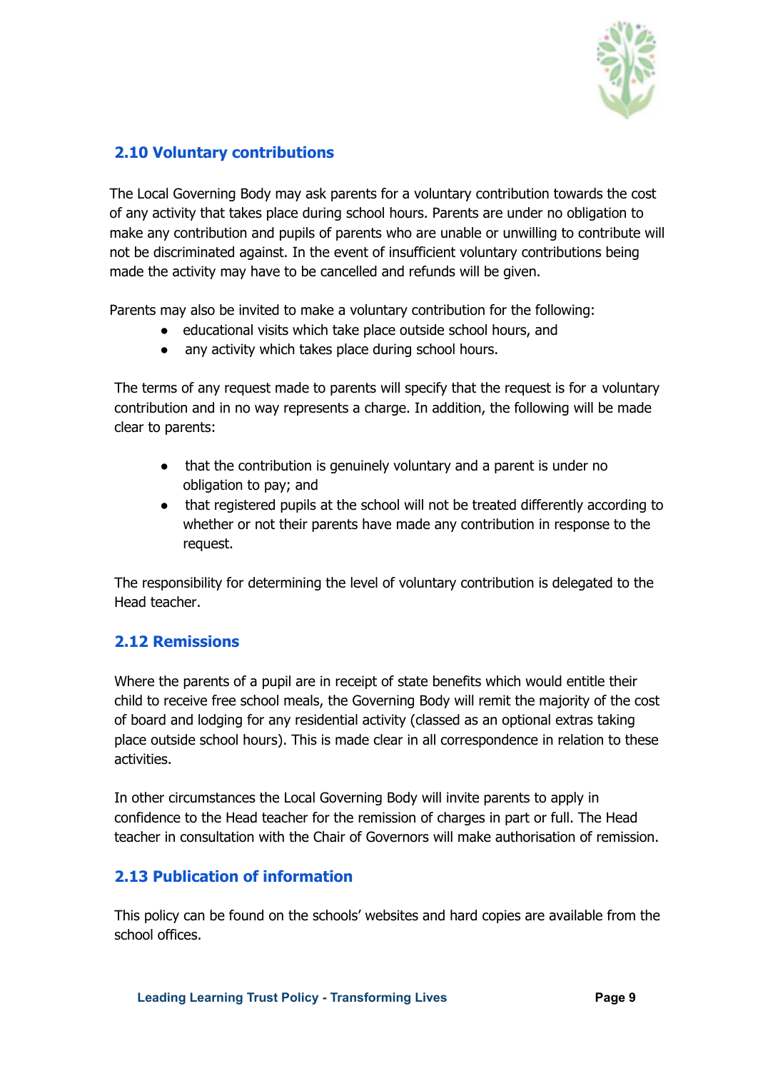## 2.10 Voluntary contributions

The Local Governing Body may ask parents for a voluntary contribution towards the cost of any activity that takes place during school hours. Parents are under no obligation to make any contribution and pupils of parents who are unable or unwilling to contribute will not be discriminated against. In the event of insufficient voluntary contributions being made the activity may have to be cancelled and refunds will be given.

Parents may also be invited to make a voluntary contribution for the following:

- educational visits which take place outside school hours, and
- any activity which takes place during school hours.

The terms of any request made to parents will specify that the request is for a voluntary contribution and in no way represents a charge. In addition, the following will be made clear to parents:

- that the contribution is genuinely voluntary and a parent is under no obligation to pay; and
- that registered pupils at the school will not be treated differently according to whether or not their parents have made any contribution in response to the request.

The responsibility for determining the level of voluntary contribution is delegated to the Head teacher.

## 2.12 Remissions

Where the parents of a pupil are in receipt of state benefits which would entitle their child to receive free school meals, the Governing Body will remit the majority of the cost of board and lodging for any residential activity (classed as an optional extras taking place outside school hours). This is made clear in all correspondence in relation to these activities.

In other circumstances the Local Governing Body will invite parents to apply in confidence to the Head teacher for the remission of charges in part or full. The Head teacher in consultation with the Chair of Governors will make authorisation of remission.

## 2.13 Publication of information

This policy can be found on the schools' websites and hard copies are available from the school offices.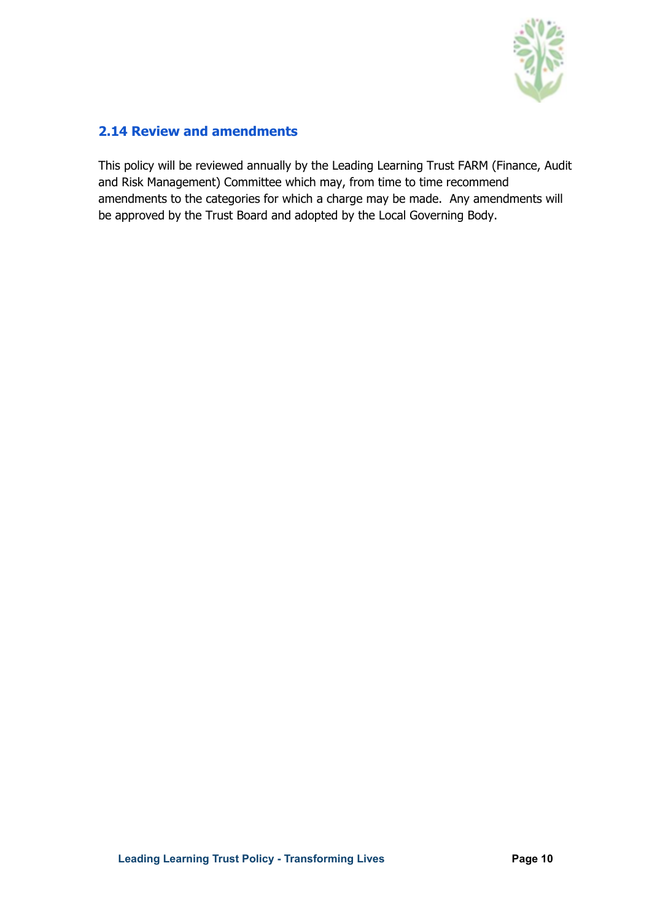## 2.14 Review and amendments

This policy will be reviewed annually by the Leading Learning Trust FARM (Finance, Audit and Risk Management) Committee which may, from time to time recommend amendments to the categories for which a charge may be made. Any amendments will be approved by the Trust Board and adopted by the Local Governing Body.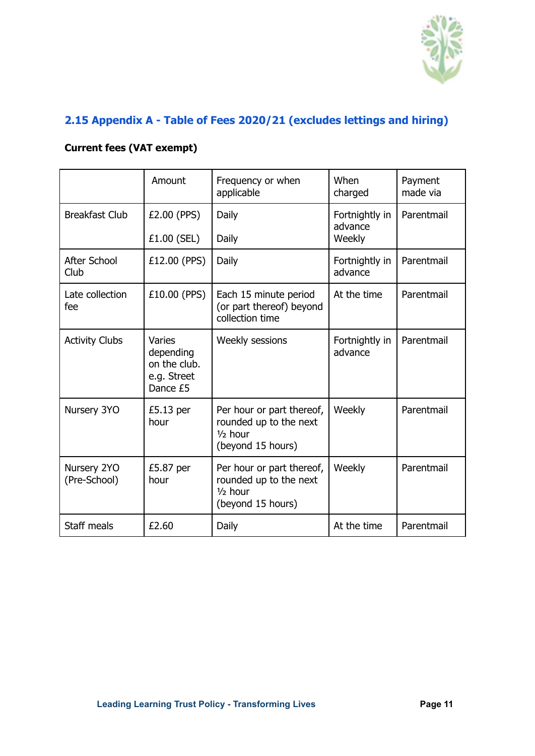## 2.15 Appendix A - Table of Fees 2020/21 (excludes lettings and hiring)

**Current fees (VAT exempt)**

| | Amount | Frequency or when applicable | When charged | Payment made via |
|---|---|---|---|---|
| Breakfast Club | £2.00 (PPS)<br><br>£1.00 (SEL) | Daily<br><br>Daily | Fortnightly in advance<br>Weekly | Parentmail |
| After School Club | £12.00 (PPS) | Daily | Fortnightly in advance | Parentmail |
| Late collection fee | £10.00 (PPS) | Each 15 minute period (or part thereof) beyond collection time | At the time | Parentmail |
| Activity Clubs | Varies depending on the club. e.g. Street Dance £5 | Weekly sessions | Fortnightly in advance | Parentmail |
| Nursery 3YO | £5.13 per hour | Per hour or part thereof, rounded up to the next ½ hour (beyond 15 hours) | Weekly | Parentmail |
| Nursery 2YO (Pre-School) | £5.87 per hour | Per hour or part thereof, rounded up to the next ½ hour (beyond 15 hours) | Weekly | Parentmail |
| Staff meals | £2.60 | Daily | At the time | Parentmail |